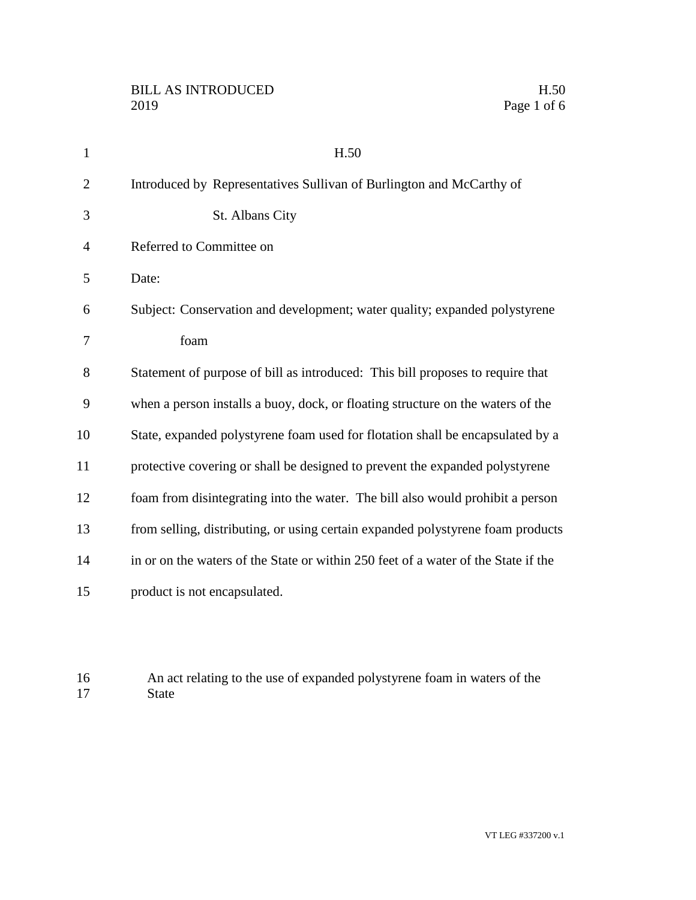# H.50

Introduced by Representatives Sullivan of Burlington and McCarthy of St. Albans City

Referred to Committee on

Date:

Subject: Conservation and development; water quality; expanded polystyrene foam

Statement of purpose of bill as introduced: This bill proposes to require that when a person installs a buoy, dock, or floating structure on the waters of the State, expanded polystyrene foam used for flotation shall be encapsulated by a protective covering or shall be designed to prevent the expanded polystyrene foam from disintegrating into the water. The bill also would prohibit a person from selling, distributing, or using certain expanded polystyrene foam products in or on the waters of the State or within 250 feet of a water of the State if the product is not encapsulated.

An act relating to the use of expanded polystyrene foam in waters of the State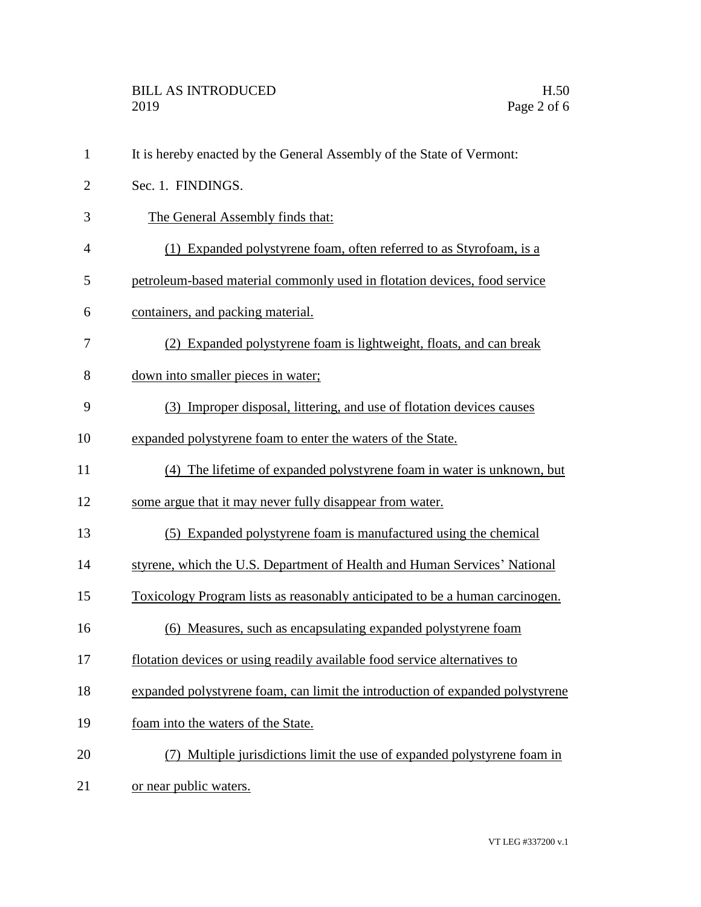It is hereby enacted by the General Assembly of the State of Vermont:

Sec. 1. FINDINGS.

The General Assembly finds that:

(1) Expanded polystyrene foam, often referred to as Styrofoam, is a petroleum-based material commonly used in flotation devices, food service containers, and packing material.

(2) Expanded polystyrene foam is lightweight, floats, and can break down into smaller pieces in water;

(3) Improper disposal, littering, and use of flotation devices causes expanded polystyrene foam to enter the waters of the State.

(4) The lifetime of expanded polystyrene foam in water is unknown, but some argue that it may never fully disappear from water.

(5) Expanded polystyrene foam is manufactured using the chemical styrene, which the U.S. Department of Health and Human Services' National Toxicology Program lists as reasonably anticipated to be a human carcinogen.

(6) Measures, such as encapsulating expanded polystyrene foam flotation devices or using readily available food service alternatives to expanded polystyrene foam, can limit the introduction of expanded polystyrene foam into the waters of the State.

(7) Multiple jurisdictions limit the use of expanded polystyrene foam in or near public waters.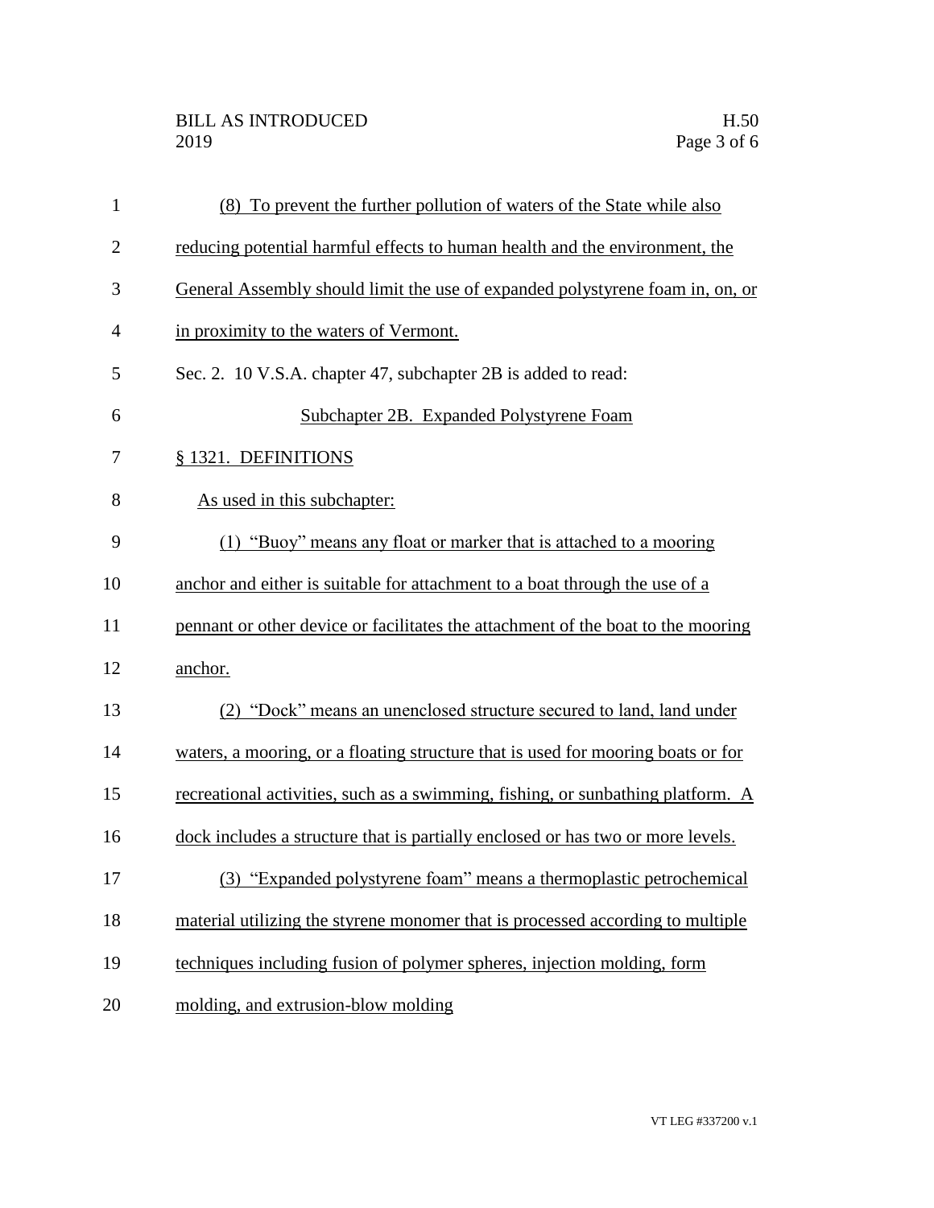(8) To prevent the further pollution of waters of the State while also reducing potential harmful effects to human health and the environment, the General Assembly should limit the use of expanded polystyrene foam in, on, or in proximity to the waters of Vermont.

Sec. 2. 10 V.S.A. chapter 47, subchapter 2B is added to read:

Subchapter 2B. Expanded Polystyrene Foam

§ 1321. DEFINITIONS

As used in this subchapter:

(1) "Buoy" means any float or marker that is attached to a mooring anchor and either is suitable for attachment to a boat through the use of a pennant or other device or facilitates the attachment of the boat to the mooring anchor.

(2) "Dock" means an unenclosed structure secured to land, land under waters, a mooring, or a floating structure that is used for mooring boats or for recreational activities, such as a swimming, fishing, or sunbathing platform. A dock includes a structure that is partially enclosed or has two or more levels.

(3) "Expanded polystyrene foam" means a thermoplastic petrochemical material utilizing the styrene monomer that is processed according to multiple techniques including fusion of polymer spheres, injection molding, form molding, and extrusion-blow molding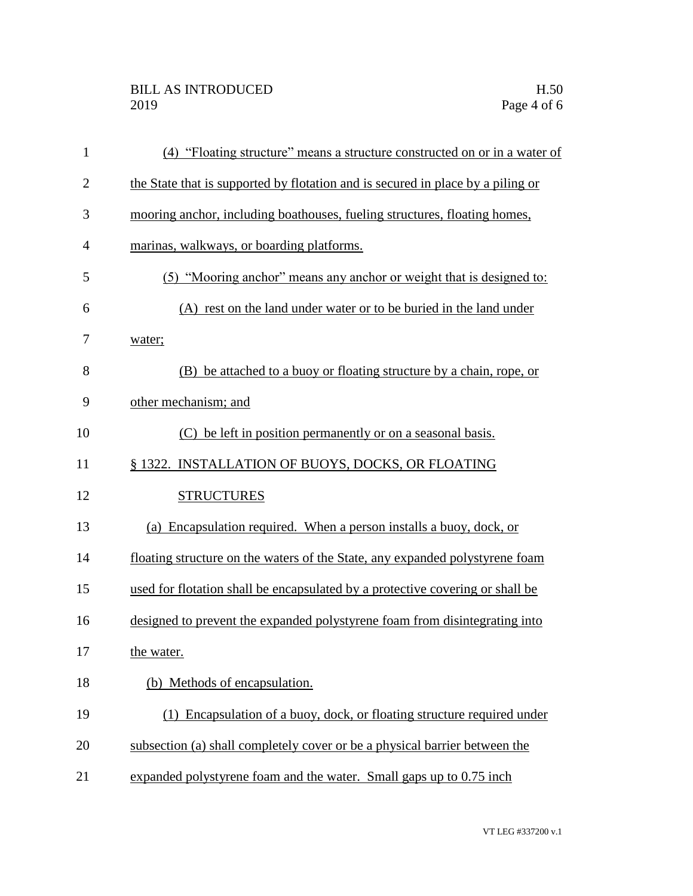(4) "Floating structure" means a structure constructed on or in a water of the State that is supported by flotation and is secured in place by a piling or mooring anchor, including boathouses, fueling structures, floating homes, marinas, walkways, or boarding platforms.

(5) "Mooring anchor" means any anchor or weight that is designed to:

(A) rest on the land under water or to be buried in the land under water;

(B) be attached to a buoy or floating structure by a chain, rope, or other mechanism; and

(C) be left in position permanently or on a seasonal basis.

§ 1322. INSTALLATION OF BUOYS, DOCKS, OR FLOATING STRUCTURES

(a) Encapsulation required. When a person installs a buoy, dock, or floating structure on the waters of the State, any expanded polystyrene foam used for flotation shall be encapsulated by a protective covering or shall be designed to prevent the expanded polystyrene foam from disintegrating into the water.

(b) Methods of encapsulation.

(1) Encapsulation of a buoy, dock, or floating structure required under subsection (a) shall completely cover or be a physical barrier between the expanded polystyrene foam and the water. Small gaps up to 0.75 inch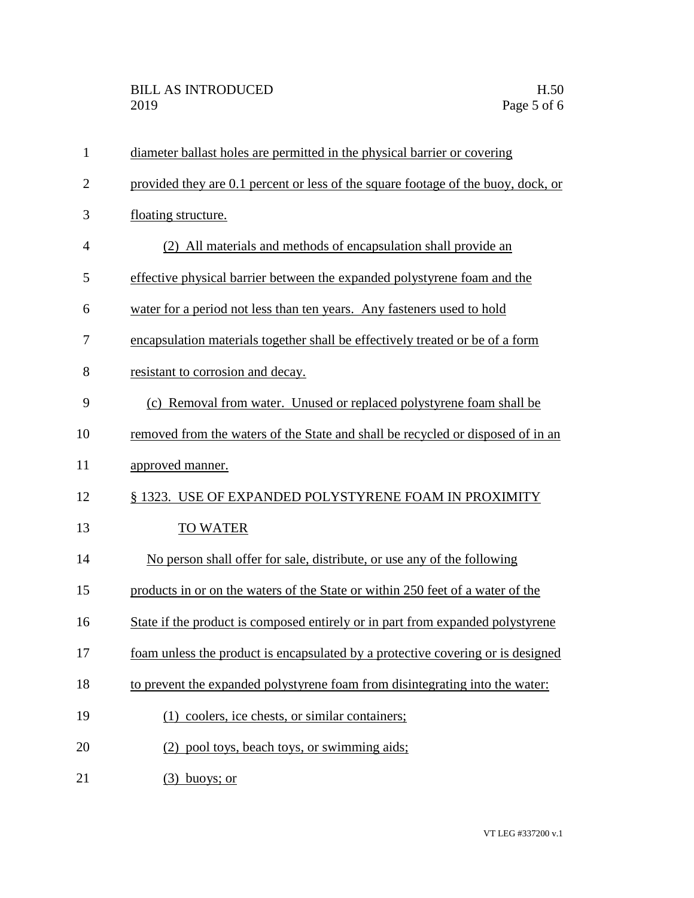diameter ballast holes are permitted in the physical barrier or covering provided they are 0.1 percent or less of the square footage of the buoy, dock, or floating structure.

(2) All materials and methods of encapsulation shall provide an effective physical barrier between the expanded polystyrene foam and the water for a period not less than ten years. Any fasteners used to hold encapsulation materials together shall be effectively treated or be of a form resistant to corrosion and decay.

(c) Removal from water. Unused or replaced polystyrene foam shall be removed from the waters of the State and shall be recycled or disposed of in an approved manner.

§ 1323. USE OF EXPANDED POLYSTYRENE FOAM IN PROXIMITY TO WATER

No person shall offer for sale, distribute, or use any of the following products in or on the waters of the State or within 250 feet of a water of the State if the product is composed entirely or in part from expanded polystyrene foam unless the product is encapsulated by a protective covering or is designed to prevent the expanded polystyrene foam from disintegrating into the water:

(1) coolers, ice chests, or similar containers;

(2) pool toys, beach toys, or swimming aids;

(3) buoys; or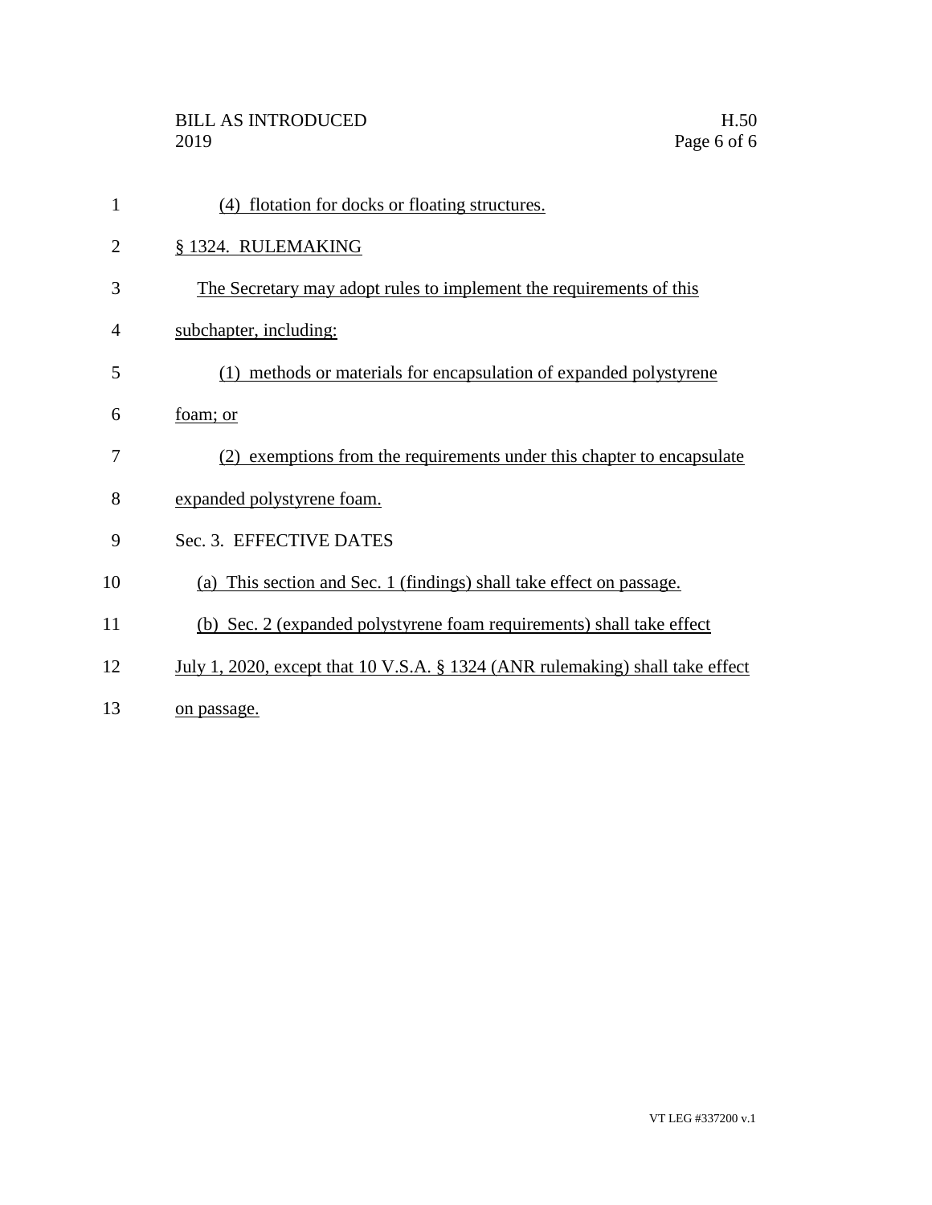(4) flotation for docks or floating structures.

§ 1324. RULEMAKING

The Secretary may adopt rules to implement the requirements of this subchapter, including:

(1) methods or materials for encapsulation of expanded polystyrene foam; or

(2) exemptions from the requirements under this chapter to encapsulate expanded polystyrene foam.

Sec. 3. EFFECTIVE DATES

(a) This section and Sec. 1 (findings) shall take effect on passage.

(b) Sec. 2 (expanded polystyrene foam requirements) shall take effect July 1, 2020, except that 10 V.S.A. § 1324 (ANR rulemaking) shall take effect on passage.